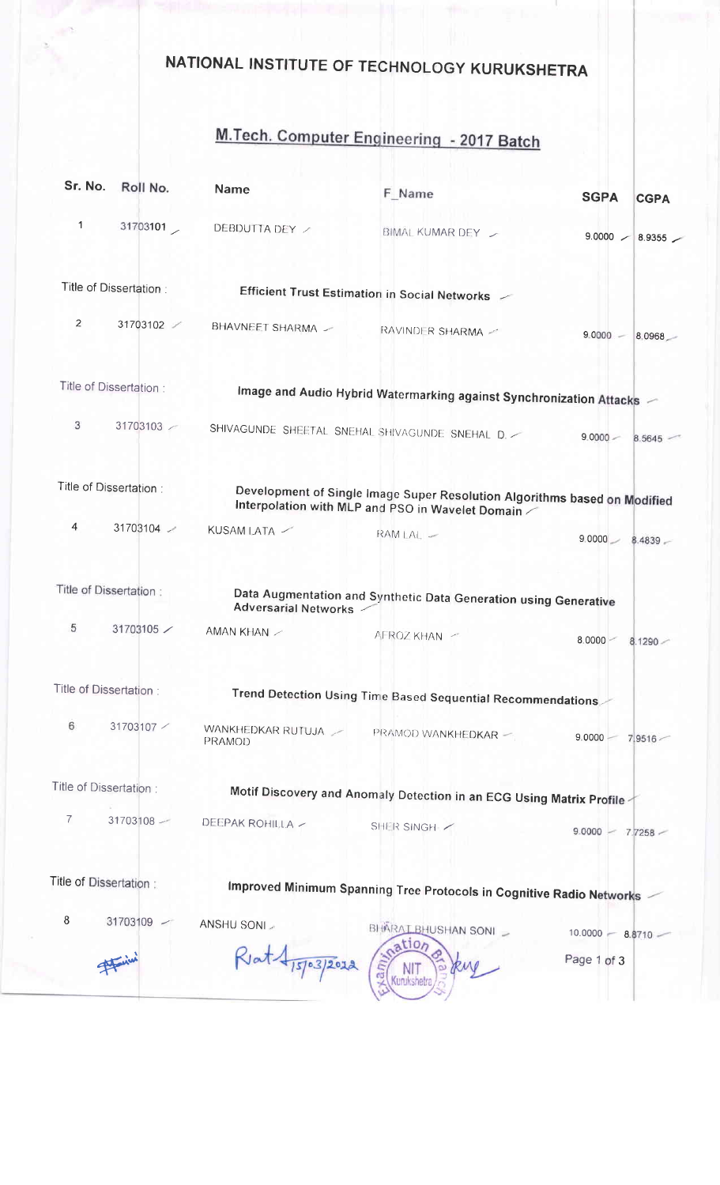# NATIONAL INSTITUTE OF TECHNOLOGY KURUKSHETRA

## M.Tech. Computer Engineering - 2017 Batch

| Sr. No. | Roll No. | Name | F_Name | SGPA | CGPA |
|---|---|---|---|---|---|
| 1 | 31703101 | DEBDUTTA DEY | BIMAL KUMAR DEY | 9.0000 | 8.9355 |
| Title of Dissertation : | | Efficient Trust Estimation in Social Networks | | | |
| 2 | 31703102 | BHAVNEET SHARMA | RAVINDER SHARMA | 9.0000 | 8.0968 |
| Title of Dissertation : | | Image and Audio Hybrid Watermarking against Synchronization Attacks | | | |
| 3 | 31703103 | SHIVAGUNDE SHEETAL SNEHAL | SHIVAGUNDE SNEHAL D. | 9.0000 | 8.5645 |
| Title of Dissertation : | | Development of Single Image Super Resolution Algorithms based on Modified Interpolation with MLP and PSO in Wavelet Domain | | | |
| 4 | 31703104 | KUSAM LATA | RAM LAL | 9.0000 | 8.4839 |
| Title of Dissertation : | | Data Augmentation and Synthetic Data Generation using Generative Adversarial Networks | | | |
| 5 | 31703105 | AMAN KHAN | AFROZ KHAN | 8.0000 | 8.1290 |
| Title of Dissertation : | | Trend Detection Using Time Based Sequential Recommendations | | | |
| 6 | 31703107 | WANKHEDKAR RUTUJA PRAMOD | PRAMOD WANKHEDKAR | 9.0000 | 7.9516 |
| Title of Dissertation : | | Motif Discovery and Anomaly Detection in an ECG Using Matrix Profile | | | |
| 7 | 31703108 | DEEPAK ROHILLA | SHER SINGH | 9.0000 | 7.7258 |
| Title of Dissertation : | | Improved Minimum Spanning Tree Protocols in Cognitive Radio Networks | | | |
| 8 | 31703109 | ANSHU SONI | BHARAT BHUSHAN SONI | 10.0000 | 8.8710 |

15/03/2022

Examination Branch NIT Kurukshetra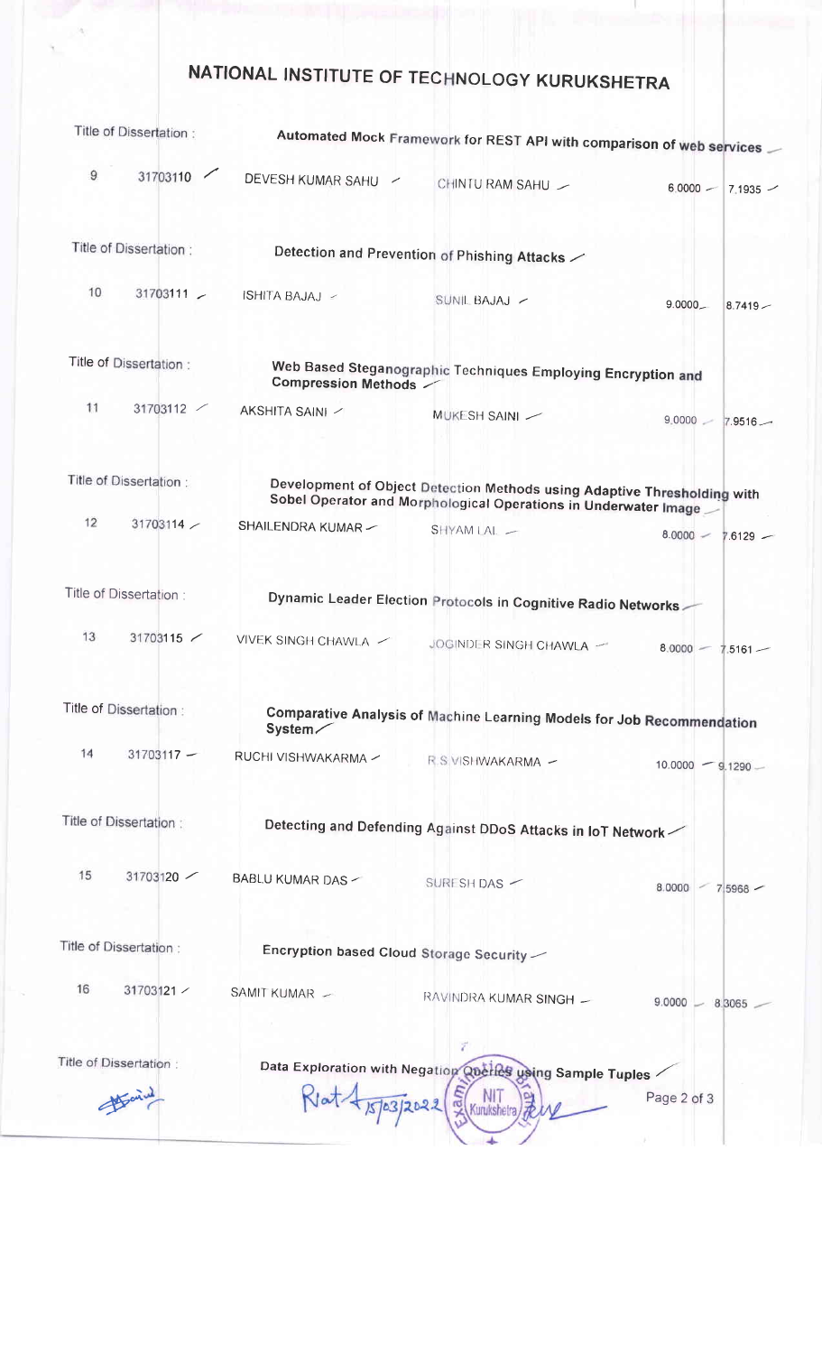# NATIONAL INSTITUTE OF TECHNOLOGY KURUKSHETRA

| | | | | | |
|---|---|---|---|---|---|
| Title of Dissertation : | | Automated Mock Framework for REST API with comparison of web services | | | |
| 9 | 31703110 | DEVESH KUMAR SAHU | CHINTU RAM SAHU | 6.0000 | 7.1935 |
| Title of Dissertation : | | Detection and Prevention of Phishing Attacks | | | |
| 10 | 31703111 | ISHITA BAJAJ | SUNIL BAJAJ | 9.0000 | 8.7419 |
| Title of Dissertation : | | Web Based Steganographic Techniques Employing Encryption and Compression Methods | | | |
| 11 | 31703112 | AKSHITA SAINI | MUKESH SAINI | 9.0000 | 7.9516 |
| Title of Dissertation : | | Development of Object Detection Methods using Adaptive Thresholding with Sobel Operator and Morphological Operations in Underwater Image | | | |
| 12 | 31703114 | SHAILENDRA KUMAR | SHYAM LAL | 8.0000 | 7.6129 |
| Title of Dissertation : | | Dynamic Leader Election Protocols in Cognitive Radio Networks | | | |
| 13 | 31703115 | VIVEK SINGH CHAWLA | JOGINDER SINGH CHAWLA | 8.0000 | 7.5161 |
| Title of Dissertation : | | Comparative Analysis of Machine Learning Models for Job Recommendation System | | | |
| 14 | 31703117 | RUCHI VISHWAKARMA | R.S.VISHWAKARMA | 10.0000 | 9.1290 |
| Title of Dissertation : | | Detecting and Defending Against DDoS Attacks in IoT Network | | | |
| 15 | 31703120 | BABLU KUMAR DAS | SURESH DAS | 8.0000 | 7.5968 |
| Title of Dissertation : | | Encryption based Cloud Storage Security | | | |
| 16 | 31703121 | SAMIT KUMAR | RAVINDRA KUMAR SINGH | 9.0000 | 8.3065 |
| Title of Dissertation : | | Data Exploration with Negation Queries using Sample Tuples | | | |

Riat 15/03/2022

(Seal: Examination Branch, NIT Kurukshetra)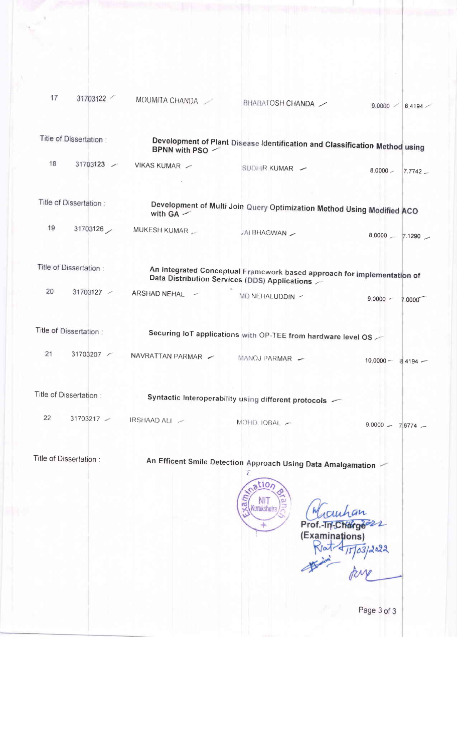| | | | | | |
|---|---|---|---|---|---|
| 17 | 31703122 | MOUMITA CHANDA | BHABATOSH CHANDA | 9.0000 | 8.4194 |

Title of Dissertation : **Development of Plant Disease Identification and Classification Method using BPNN with PSO**

| | | | | | |
|---|---|---|---|---|---|
| 18 | 31703123 | VIKAS KUMAR | SUDHIR KUMAR | 8.0000 | 7.7742 |

Title of Dissertation : **Development of Multi Join Query Optimization Method Using Modified ACO with GA**

| | | | | | |
|---|---|---|---|---|---|
| 19 | 31703126 | MUKESH KUMAR | JAI BHAGWAN | 8.0000 | 7.1290 |

Title of Dissertation : **An Integrated Conceptual Framework based approach for implementation of Data Distribution Services (DDS) Applications**

| | | | | | |
|---|---|---|---|---|---|
| 20 | 31703127 | ARSHAD NEHAL | MD NEHALUDDIN | 9.0000 | 7.0000 |

Title of Dissertation : **Securing IoT applications with OP-TEE from hardware level OS**

| | | | | | |
|---|---|---|---|---|---|
| 21 | 31703207 | NAVRATTAN PARMAR | MANOJ PARMAR | 10.0000 | 8.4194 |

Title of Dissertation : **Syntactic Interoperability using different protocols**

| | | | | | |
|---|---|---|---|---|---|
| 22 | 31703217 | IRSHAAD ALI | MOHD. IQBAL | 9.0000 | 7.6774 |

Title of Dissertation : **An Efficent Smile Detection Approach Using Data Amalgamation**

Examination Branch NIT Kurukshetra

Chauhan 2022
Prof.-In-Charge
(Examinations)
15/03/2022